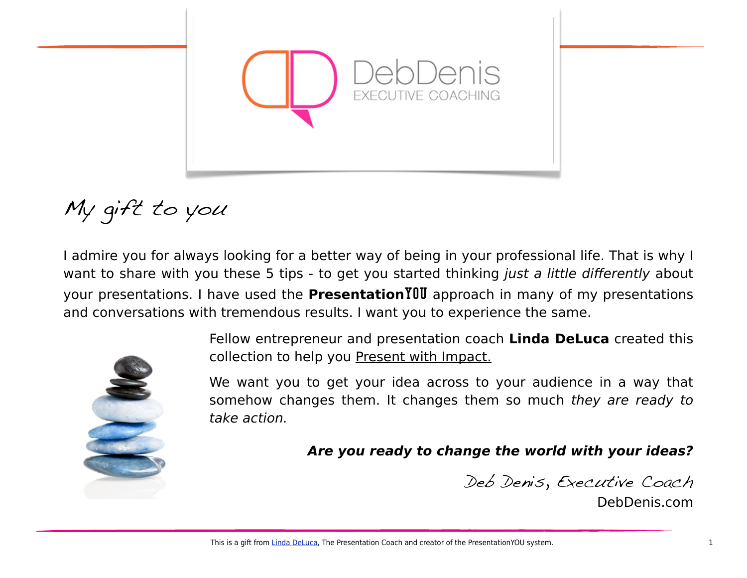DebDenis
EXECUTIVE COACHING

# My gift to you

I admire you for always looking for a better way of being in your professional life. That is why I want to share with you these 5 tips - to get you started thinking *just a little differently* about your presentations. I have used the **PresentationYOU** approach in many of my presentations and conversations with tremendous results. I want you to experience the same.

Fellow entrepreneur and presentation coach **Linda DeLuca** created this collection to help you Present with Impact.

We want you to get your idea across to your audience in a way that somehow changes them. It changes them so much *they are ready to take action.*

***Are you ready to change the world with your ideas?***

Deb Denis, Executive Coach
DebDenis.com

This is a gift from Linda DeLuca, The Presentation Coach and creator of the PresentationYOU system.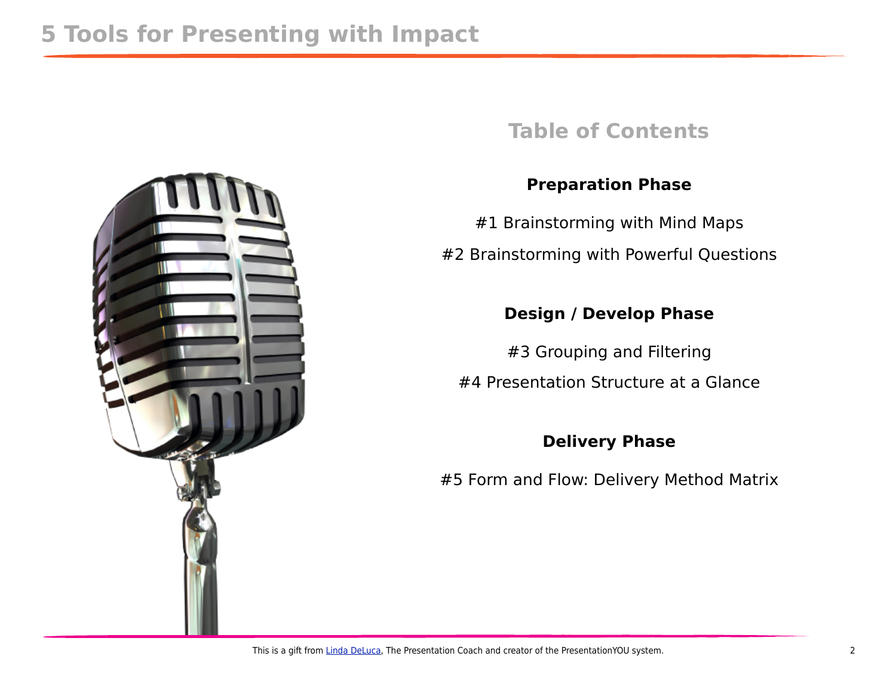## Table of Contents

### Preparation Phase

#1 Brainstorming with Mind Maps

#2 Brainstorming with Powerful Questions

### Design / Develop Phase

#3 Grouping and Filtering

#4 Presentation Structure at a Glance

### Delivery Phase

#5 Form and Flow: Delivery Method Matrix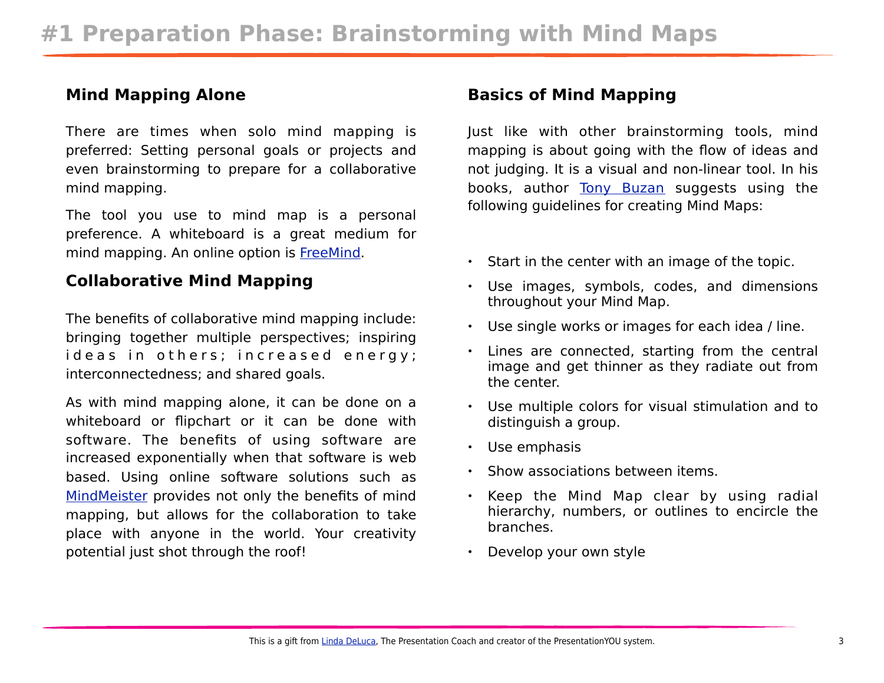# #1 Preparation Phase: Brainstorming with Mind Maps

## Mind Mapping Alone

There are times when solo mind mapping is preferred: Setting personal goals or projects and even brainstorming to prepare for a collaborative mind mapping.

The tool you use to mind map is a personal preference. A whiteboard is a great medium for mind mapping. An online option is [FreeMind]().

## Collaborative Mind Mapping

The benefits of collaborative mind mapping include: bringing together multiple perspectives; inspiring ideas in others; increased energy; interconnectedness; and shared goals.

As with mind mapping alone, it can be done on a whiteboard or flipchart or it can be done with software. The benefits of using software are increased exponentially when that software is web based. Using online software solutions such as [MindMeister]() provides not only the benefits of mind mapping, but allows for the collaboration to take place with anyone in the world. Your creativity potential just shot through the roof!

## Basics of Mind Mapping

Just like with other brainstorming tools, mind mapping is about going with the flow of ideas and not judging. It is a visual and non-linear tool. In his books, author [Tony Buzan]() suggests using the following guidelines for creating Mind Maps:

- Start in the center with an image of the topic.
- Use images, symbols, codes, and dimensions throughout your Mind Map.
- Use single works or images for each idea / line.
- Lines are connected, starting from the central image and get thinner as they radiate out from the center.
- Use multiple colors for visual stimulation and to distinguish a group.
- Use emphasis
- Show associations between items.
- Keep the Mind Map clear by using radial hierarchy, numbers, or outlines to encircle the branches.
- Develop your own style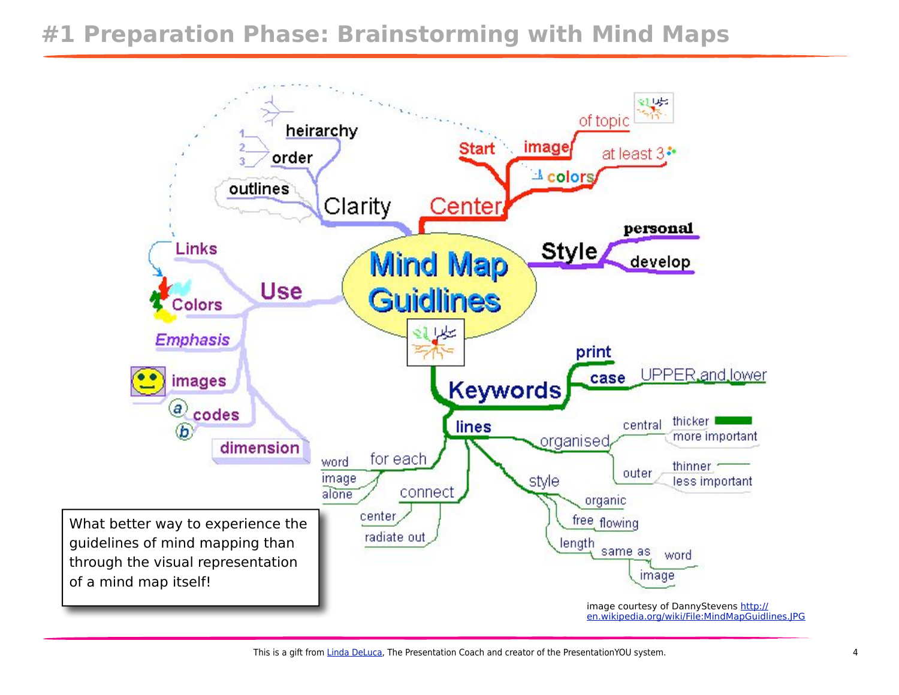# #1 Preparation Phase: Brainstorming with Mind Maps

What better way to experience the guidelines of mind mapping than through the visual representation of a mind map itself!

image courtesy of DannyStevens http://en.wikipedia.org/wiki/File:MindMapGuidlines.JPG

This is a gift from Linda DeLuca, The Presentation Coach and creator of the PresentationYOU system.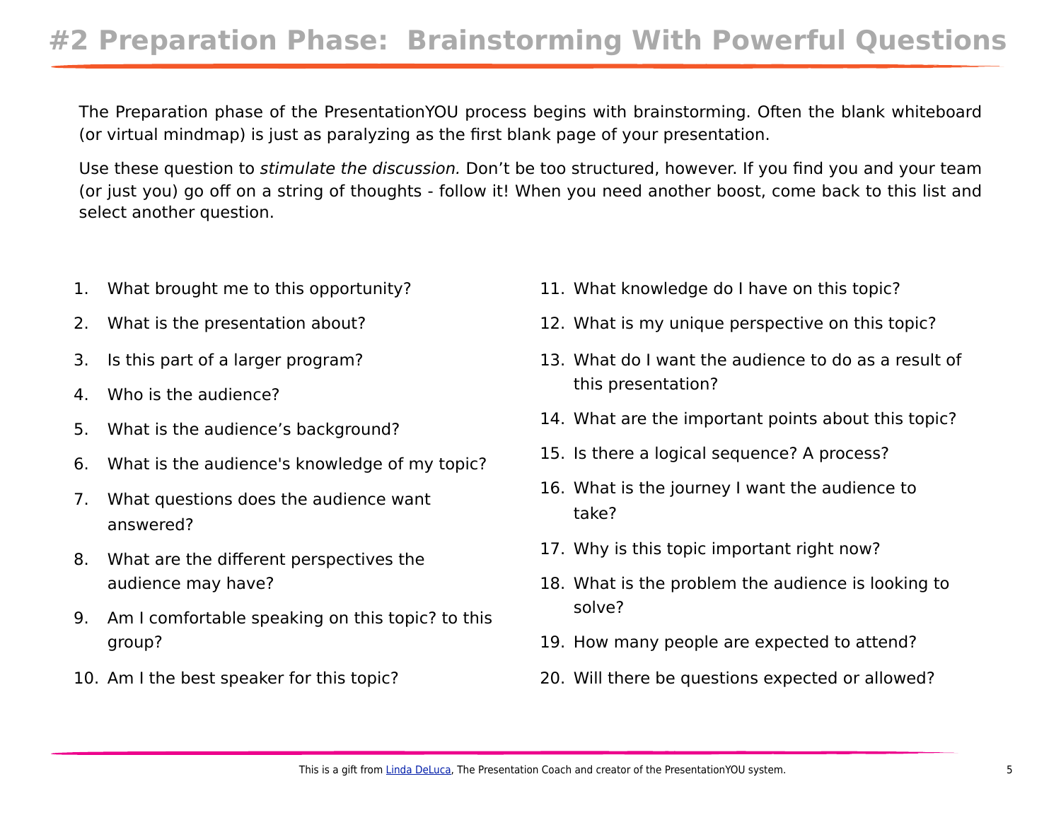# #2 Preparation Phase: Brainstorming With Powerful Questions

The Preparation phase of the PresentationYOU process begins with brainstorming. Often the blank whiteboard (or virtual mindmap) is just as paralyzing as the first blank page of your presentation.

Use these question to *stimulate the discussion.* Don't be too structured, however. If you find you and your team (or just you) go off on a string of thoughts - follow it! When you need another boost, come back to this list and select another question.

1. What brought me to this opportunity?
2. What is the presentation about?
3. Is this part of a larger program?
4. Who is the audience?
5. What is the audience's background?
6. What is the audience's knowledge of my topic?
7. What questions does the audience want answered?
8. What are the different perspectives the audience may have?
9. Am I comfortable speaking on this topic? to this group?
10. Am I the best speaker for this topic?
11. What knowledge do I have on this topic?
12. What is my unique perspective on this topic?
13. What do I want the audience to do as a result of this presentation?
14. What are the important points about this topic?
15. Is there a logical sequence? A process?
16. What is the journey I want the audience to take?
17. Why is this topic important right now?
18. What is the problem the audience is looking to solve?
19. How many people are expected to attend?
20. Will there be questions expected or allowed?

This is a gift from Linda DeLuca, The Presentation Coach and creator of the PresentationYOU system.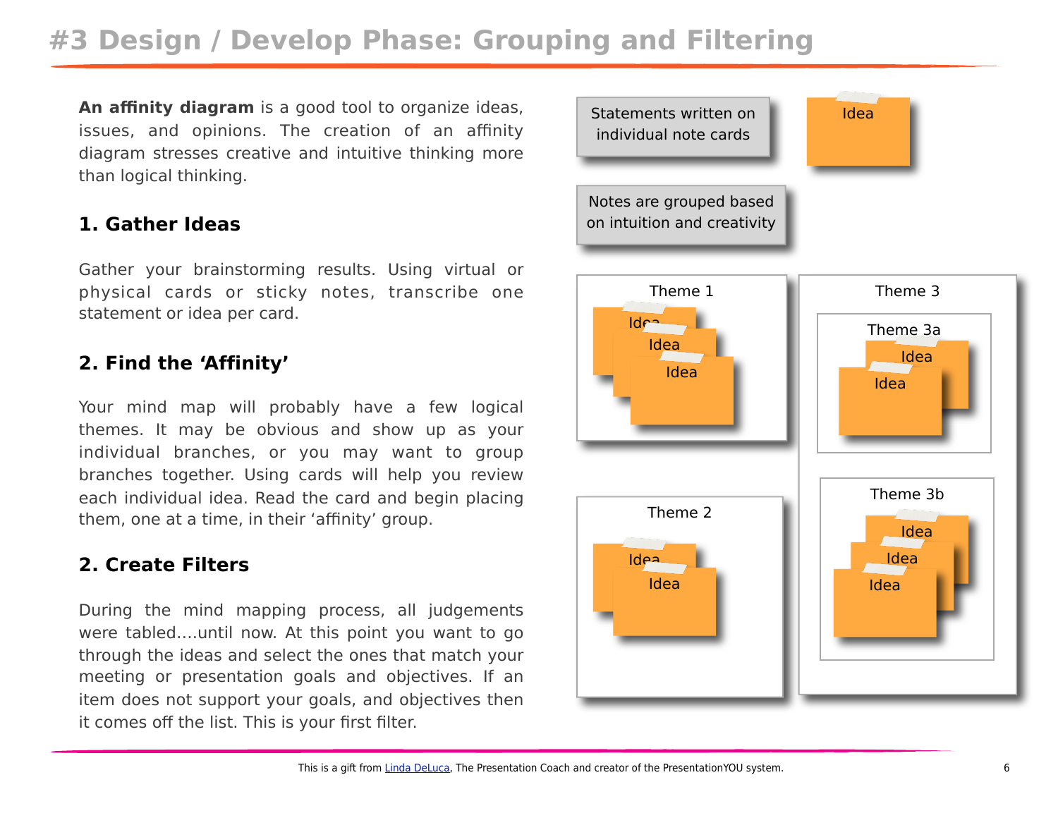# #3 Design / Develop Phase: Grouping and Filtering

**An affinity diagram** is a good tool to organize ideas, issues, and opinions. The creation of an affinity diagram stresses creative and intuitive thinking more than logical thinking.

## 1. Gather Ideas

Gather your brainstorming results. Using virtual or physical cards or sticky notes, transcribe one statement or idea per card.

## 2. Find the 'Affinity'

Your mind map will probably have a few logical themes. It may be obvious and show up as your individual branches, or you may want to group branches together. Using cards will help you review each individual idea. Read the card and begin placing them, one at a time, in their 'affinity' group.

## 2. Create Filters

During the mind mapping process, all judgements were tabled....until now. At this point you want to go through the ideas and select the ones that match your meeting or presentation goals and objectives. If an item does not support your goals, and objectives then it comes off the list. This is your first filter.

Statements written on individual note cards

Idea

Notes are grouped based on intuition and creativity

Theme 1

Idea

Idea

Idea

Theme 3

Theme 3a

Idea

Idea

Theme 2

Idea

Idea

Theme 3b

Idea

Idea

Idea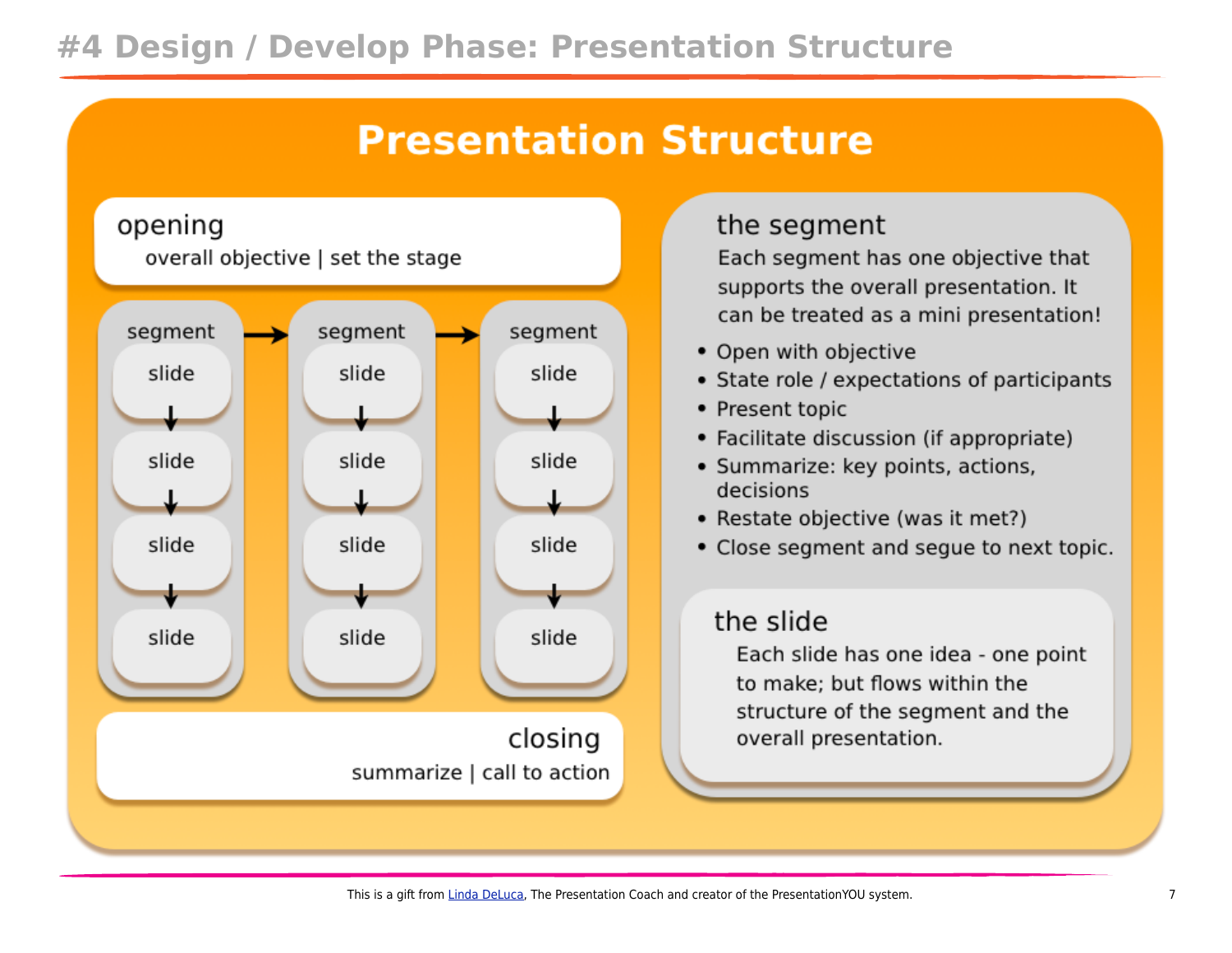# #4 Design / Develop Phase: Presentation Structure

## Presentation Structure

**opening**
overall objective | set the stage

| segment | segment | segment |
| --- | --- | --- |
| slide | slide | slide |
| slide | slide | slide |
| slide | slide | slide |
| slide | slide | slide |

**closing**
summarize | call to action

### the segment

Each segment has one objective that supports the overall presentation. It can be treated as a mini presentation!

- Open with objective
- State role / expectations of participants
- Present topic
- Facilitate discussion (if appropriate)
- Summarize: key points, actions, decisions
- Restate objective (was it met?)
- Close segment and segue to next topic.

### the slide

Each slide has one idea - one point to make; but flows within the structure of the segment and the overall presentation.

This is a gift from Linda DeLuca, The Presentation Coach and creator of the PresentationYOU system.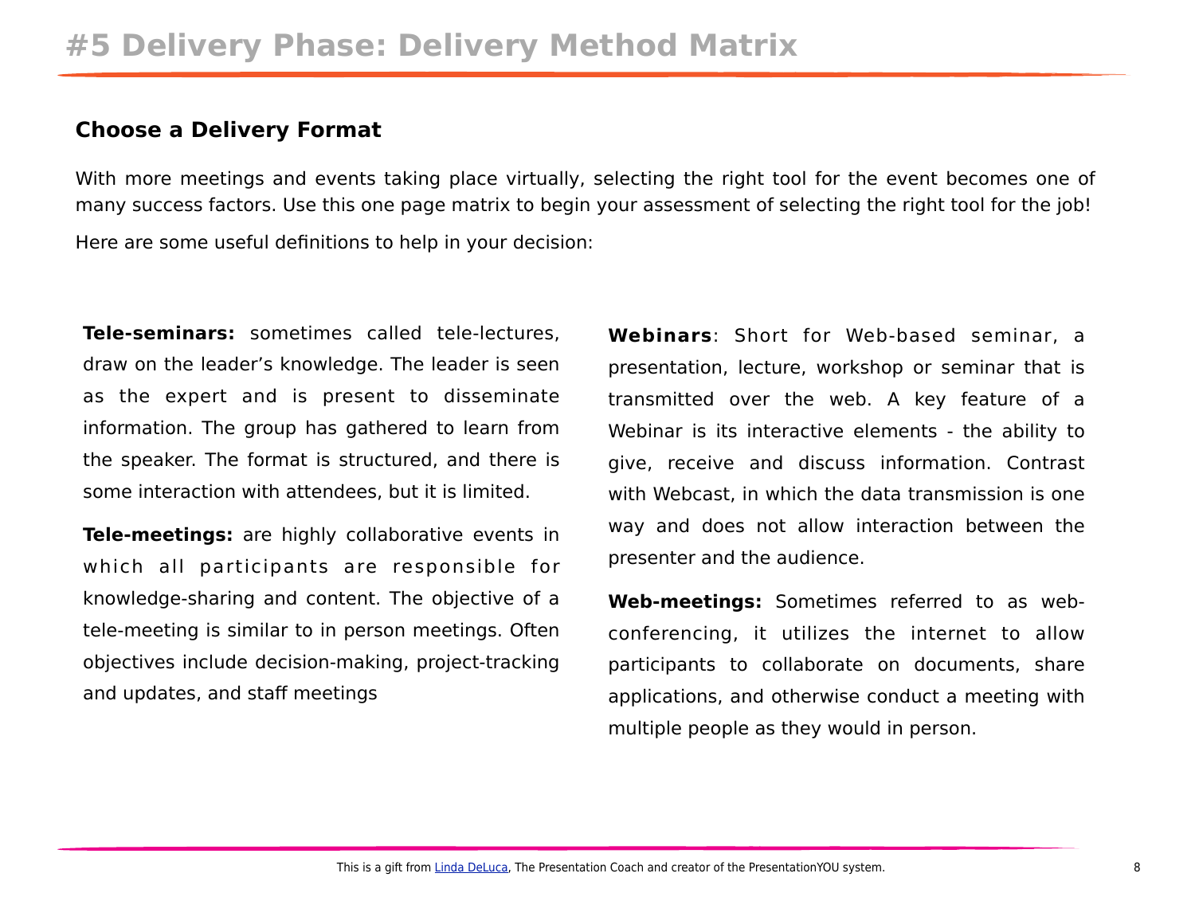# #5 Delivery Phase: Delivery Method Matrix

## Choose a Delivery Format

With more meetings and events taking place virtually, selecting the right tool for the event becomes one of many success factors. Use this one page matrix to begin your assessment of selecting the right tool for the job!

Here are some useful definitions to help in your decision:

**Tele-seminars:** sometimes called tele-lectures, draw on the leader's knowledge. The leader is seen as the expert and is present to disseminate information. The group has gathered to learn from the speaker. The format is structured, and there is some interaction with attendees, but it is limited.

**Tele-meetings:** are highly collaborative events in which all participants are responsible for knowledge-sharing and content. The objective of a tele-meeting is similar to in person meetings. Often objectives include decision-making, project-tracking and updates, and staff meetings

**Webinars**: Short for Web-based seminar, a presentation, lecture, workshop or seminar that is transmitted over the web. A key feature of a Webinar is its interactive elements - the ability to give, receive and discuss information. Contrast with Webcast, in which the data transmission is one way and does not allow interaction between the presenter and the audience.

**Web-meetings:** Sometimes referred to as web-conferencing, it utilizes the internet to allow participants to collaborate on documents, share applications, and otherwise conduct a meeting with multiple people as they would in person.

This is a gift from Linda DeLuca, The Presentation Coach and creator of the PresentationYOU system.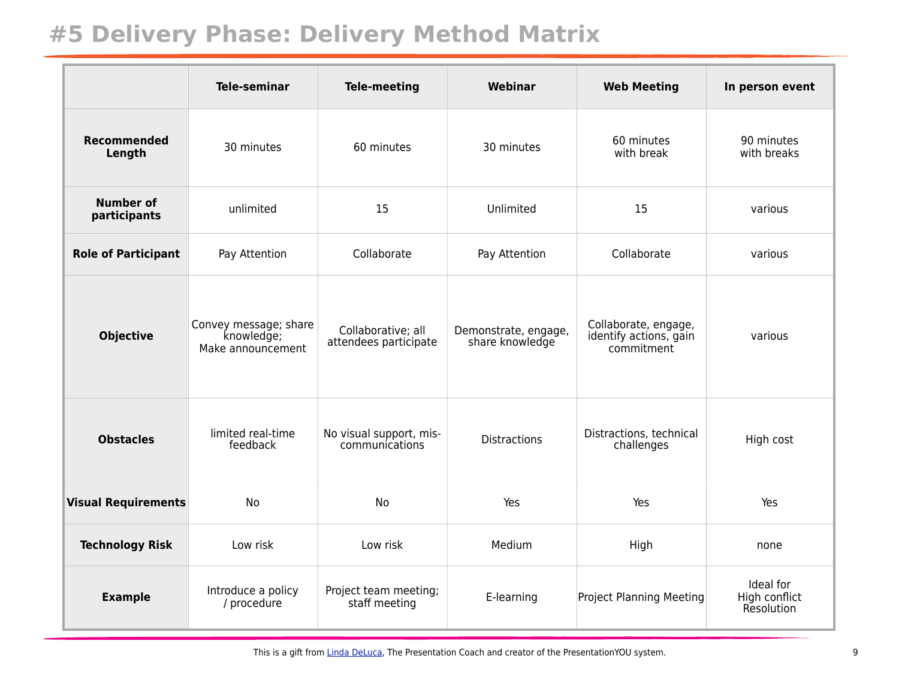# #5 Delivery Phase: Delivery Method Matrix

| | Tele-seminar | Tele-meeting | Webinar | Web Meeting | In person event |
|---|---|---|---|---|---|
| **Recommended Length** | 30 minutes | 60 minutes | 30 minutes | 60 minutes with break | 90 minutes with breaks |
| **Number of participants** | unlimited | 15 | Unlimited | 15 | various |
| **Role of Participant** | Pay Attention | Collaborate | Pay Attention | Collaborate | various |
| **Objective** | Convey message; share knowledge; Make announcement | Collaborative; all attendees participate | Demonstrate, engage, share knowledge | Collaborate, engage, identify actions, gain commitment | various |
| **Obstacles** | limited real-time feedback | No visual support, mis-communications | Distractions | Distractions, technical challenges | High cost |
| **Visual Requirements** | No | No | Yes | Yes | Yes |
| **Technology Risk** | Low risk | Low risk | Medium | High | none |
| **Example** | Introduce a policy / procedure | Project team meeting; staff meeting | E-learning | Project Planning Meeting | Ideal for High conflict Resolution |

This is a gift from Linda DeLuca, The Presentation Coach and creator of the PresentationYOU system.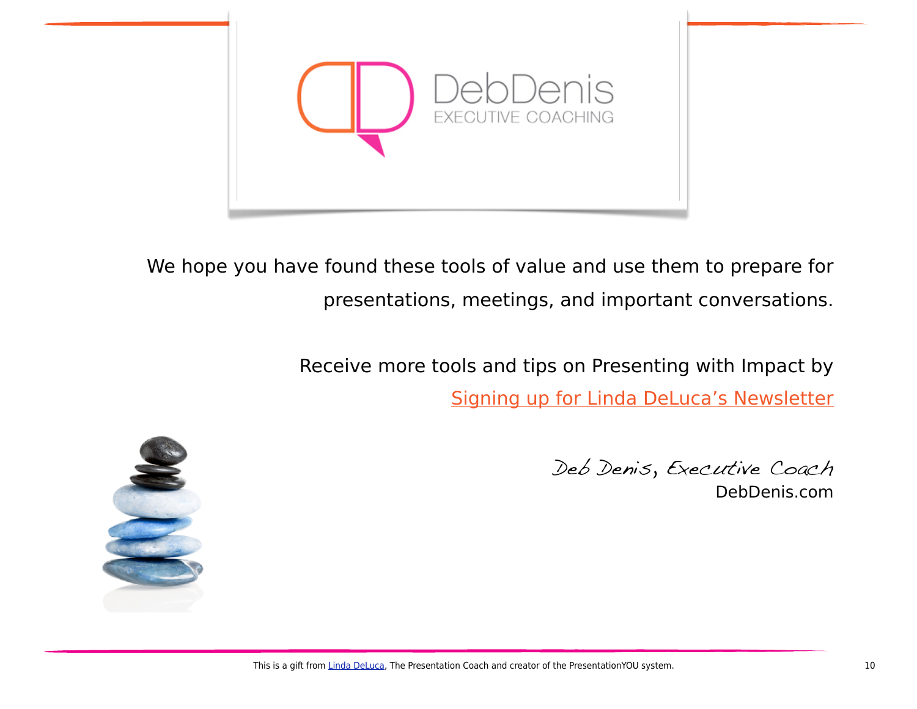DebDenis
EXECUTIVE COACHING

We hope you have found these tools of value and use them to prepare for presentations, meetings, and important conversations.

Receive more tools and tips on Presenting with Impact by [Signing up for Linda DeLuca's Newsletter]

*Deb Denis, Executive Coach*
DebDenis.com

This is a gift from Linda DeLuca, The Presentation Coach and creator of the PresentationYOU system.